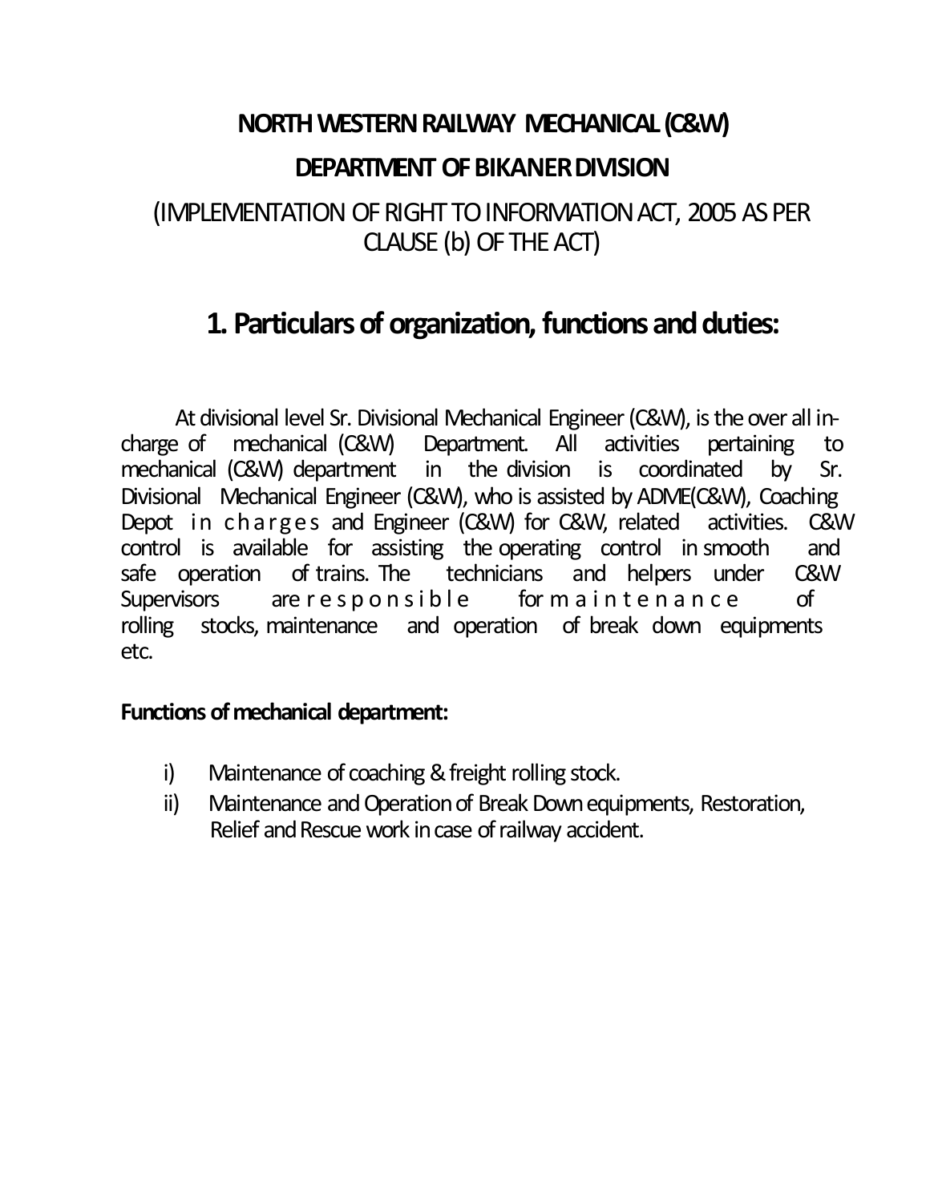# NORTH WESTERN RAILWAY MECHANICAL (C&W)

# DEPARTMENT OF BIKANER DIVISION

(IMPLEMENTATION OF RIGHT TO INFORMATION ACT, 2005 AS PER CLAUSE (b) OF THE ACT)

## 1. Particulars of organization, functions and duties:

At divisional level Sr. Divisional Mechanical Engineer (C&W), is the over all in-charge of mechanical (C&W) Department. All activities pertaining to mechanical (C&W) department in the division is coordinated by Sr. Divisional Mechanical Engineer (C&W), who is assisted by ADME(C&W), Coaching Depot in charges and Engineer (C&W) for C&W, related activities. C&W control is available for assisting the operating control in smooth and safe operation of trains. The technicians and helpers under C&W Supervisors are responsible for maintenance of rolling stocks, maintenance and operation of break down equipments etc.

**Functions of mechanical department:**

i) Maintenance of coaching & freight rolling stock.

ii) Maintenance and Operation of Break Down equipments, Restoration, Relief and Rescue work in case of railway accident.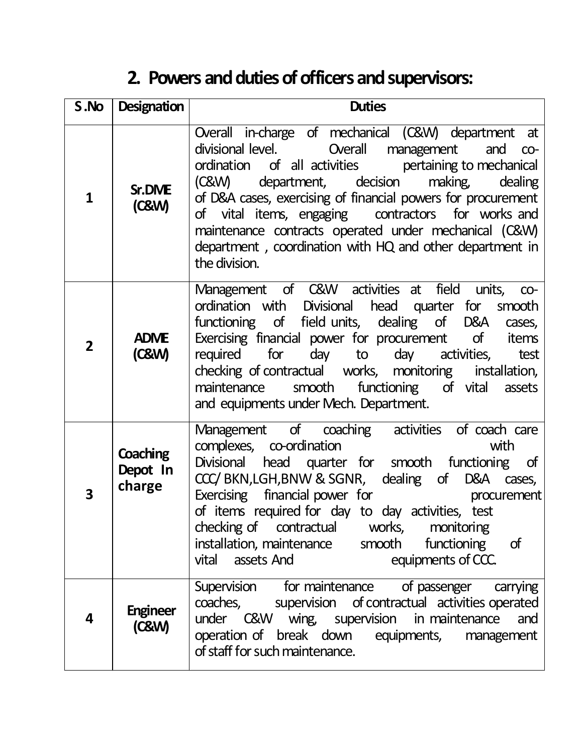## 2. Powers and duties of officers and supervisors:

| S .No | Designation | Duties |
|---|---|---|
| 1 | Sr.DME (C&W) | Overall in-charge of mechanical (C&W) department at divisional level. Overall management and co-ordination of all activities pertaining to mechanical (C&W) department, decision making, dealing of D&A cases, exercising of financial powers for procurement of vital items, engaging contractors for works and maintenance contracts operated under mechanical (C&W) department , coordination with HQ and other department in the division. |
| 2 | ADME (C&W) | Management of C&W activities at field units, co-ordination with Divisional head quarter for smooth functioning of field units, dealing of D&A cases, Exercising financial power for procurement of items required for day to day activities, test checking of contractual works, monitoring installation, maintenance smooth functioning of vital assets and equipments under Mech. Department. |
| 3 | Coaching Depot In charge | Management of coaching activities of coach care complexes, co-ordination with Divisional head quarter for smooth functioning of CCC/ BKN,LGH,BNW & SGNR, dealing of D&A cases, Exercising financial power for procurement of items required for day to day activities, test checking of contractual works, monitoring installation, maintenance smooth functioning of vital assets And equipments of CCC. |
| 4 | Engineer (C&W) | Supervision for maintenance of passenger carrying coaches, supervision of contractual activities operated under C&W wing, supervision in maintenance and operation of break down equipments, management of staff for such maintenance. |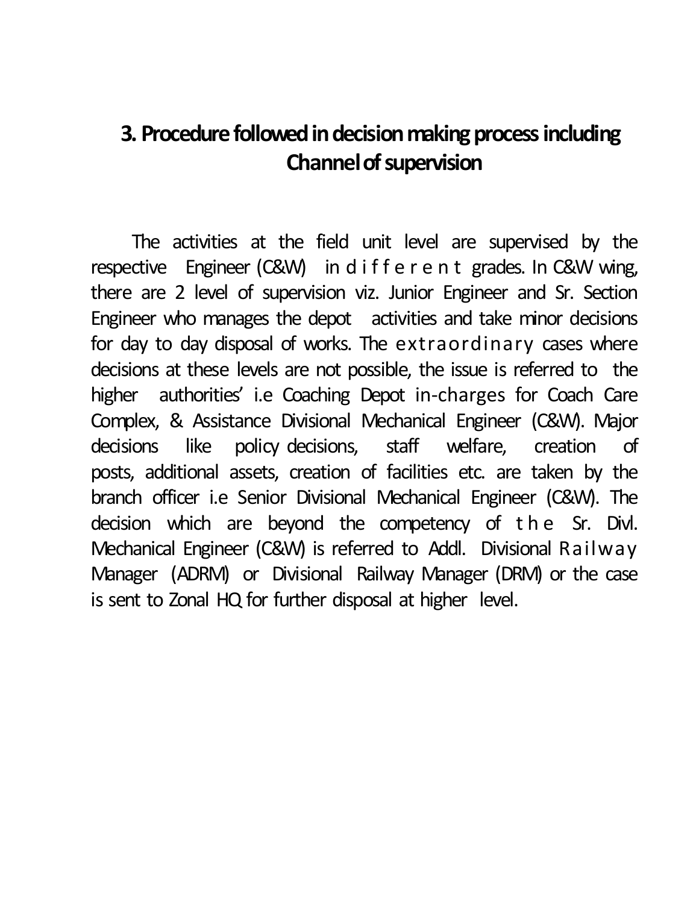## 3. Procedure followed in decision making process including Channel of supervision

The activities at the field unit level are supervised by the respective Engineer (C&W) in different grades. In C&W wing, there are 2 level of supervision viz. Junior Engineer and Sr. Section Engineer who manages the depot activities and take minor decisions for day to day disposal of works. The extraordinary cases where decisions at these levels are not possible, the issue is referred to the higher authorities' i.e Coaching Depot in-charges for Coach Care Complex, & Assistance Divisional Mechanical Engineer (C&W). Major decisions like policy decisions, staff welfare, creation of posts, additional assets, creation of facilities etc. are taken by the branch officer i.e Senior Divisional Mechanical Engineer (C&W). The decision which are beyond the competency of the Sr. Divl. Mechanical Engineer (C&W) is referred to Addl. Divisional Railway Manager (ADRM) or Divisional Railway Manager (DRM) or the case is sent to Zonal HQ for further disposal at higher level.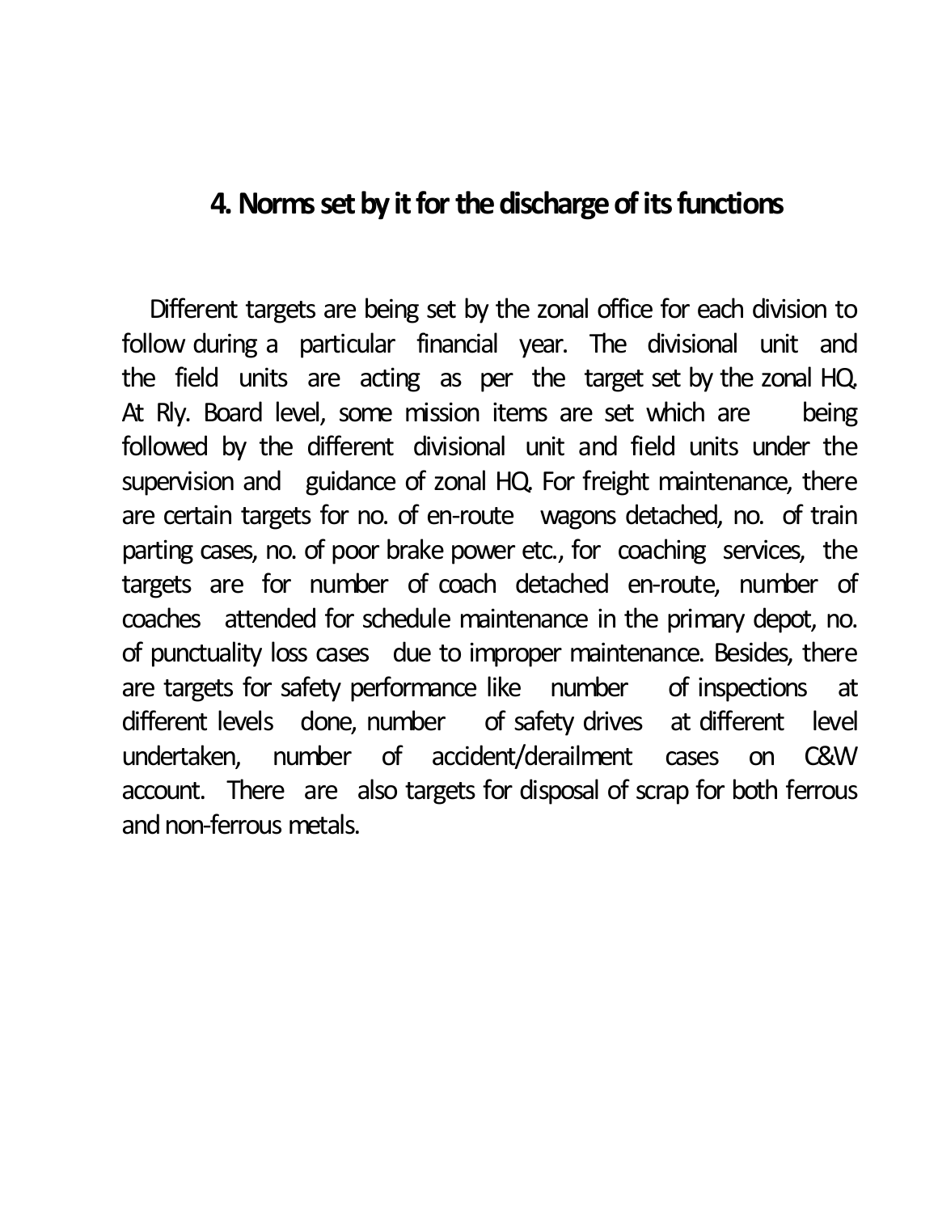## 4. Norms set by it for the discharge of its functions

Different targets are being set by the zonal office for each division to follow during a particular financial year. The divisional unit and the field units are acting as per the target set by the zonal HQ. At Rly. Board level, some mission items are set which are being followed by the different divisional unit and field units under the supervision and guidance of zonal HQ. For freight maintenance, there are certain targets for no. of en-route wagons detached, no. of train parting cases, no. of poor brake power etc., for coaching services, the targets are for number of coach detached en-route, number of coaches attended for schedule maintenance in the primary depot, no. of punctuality loss cases due to improper maintenance. Besides, there are targets for safety performance like number of inspections at different levels done, number of safety drives at different level undertaken, number of accident/derailment cases on C&W account. There are also targets for disposal of scrap for both ferrous and non-ferrous metals.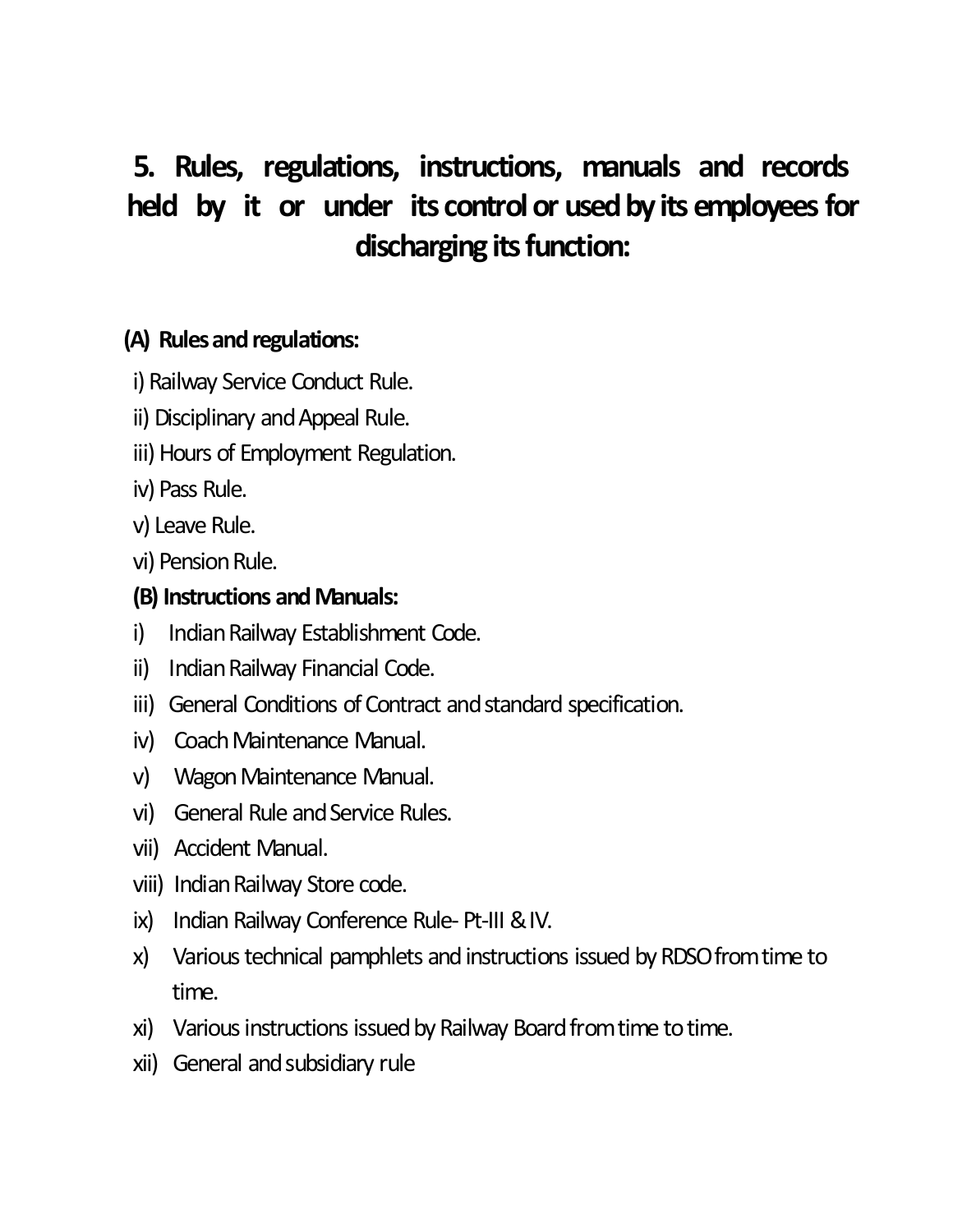# 5. Rules, regulations, instructions, manuals and records held by it or under its control or used by its employees for discharging its function:

**(A) Rules and regulations:**

i) Railway Service Conduct Rule.

ii) Disciplinary and Appeal Rule.

iii) Hours of Employment Regulation.

iv) Pass Rule.

v) Leave Rule.

vi) Pension Rule.

**(B) Instructions and Manuals:**

i) Indian Railway Establishment Code.

ii) Indian Railway Financial Code.

iii) General Conditions of Contract and standard specification.

iv) Coach Maintenance Manual.

v) Wagon Maintenance Manual.

vi) General Rule and Service Rules.

vii) Accident Manual.

viii) Indian Railway Store code.

ix) Indian Railway Conference Rule- Pt-III & IV.

x) Various technical pamphlets and instructions issued by RDSO from time to time.

xi) Various instructions issued by Railway Board from time to time.

xii) General and subsidiary rule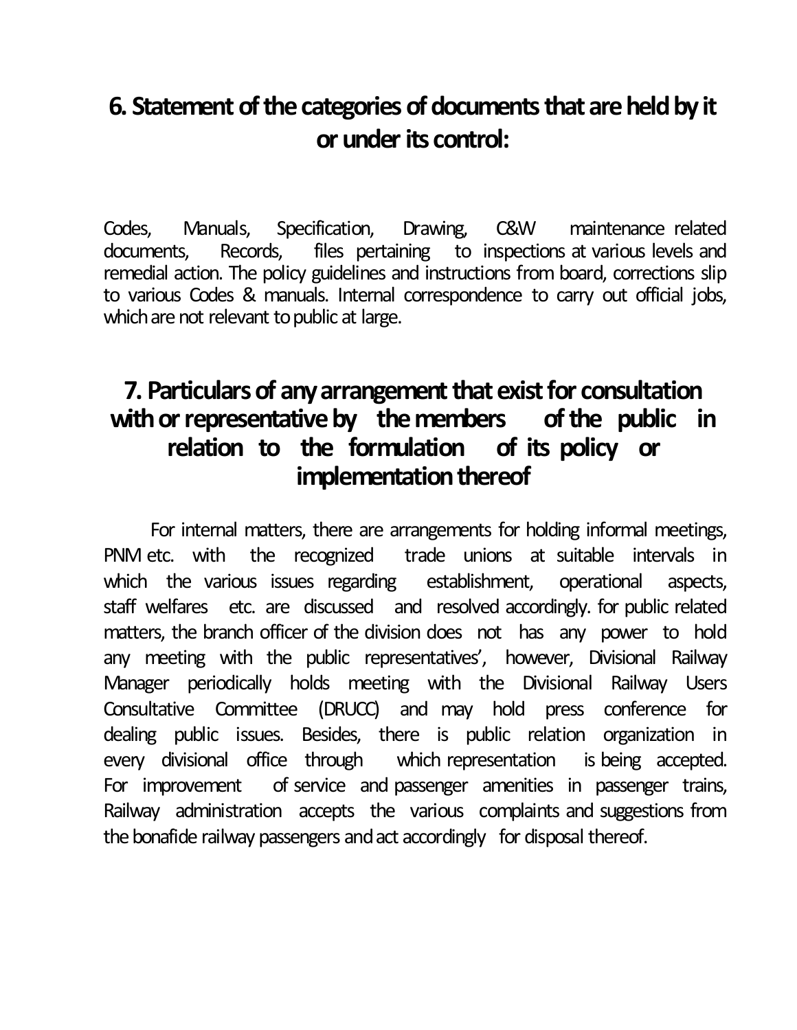## 6. Statement of the categories of documents that are held by it or under its control:

Codes, Manuals, Specification, Drawing, C&W maintenance related documents, Records, files pertaining to inspections at various levels and remedial action. The policy guidelines and instructions from board, corrections slip to various Codes & manuals. Internal correspondence to carry out official jobs, which are not relevant to public at large.

## 7. Particulars of any arrangement that exist for consultation with or representative by the members of the public in relation to the formulation of its policy or implementation thereof

For internal matters, there are arrangements for holding informal meetings, PNM etc. with the recognized trade unions at suitable intervals in which the various issues regarding establishment, operational aspects, staff welfares etc. are discussed and resolved accordingly. for public related matters, the branch officer of the division does not has any power to hold any meeting with the public representatives', however, Divisional Railway Manager periodically holds meeting with the Divisional Railway Users Consultative Committee (DRUCC) and may hold press conference for dealing public issues. Besides, there is public relation organization in every divisional office through which representation is being accepted. For improvement of service and passenger amenities in passenger trains, Railway administration accepts the various complaints and suggestions from the bonafide railway passengers and act accordingly for disposal thereof.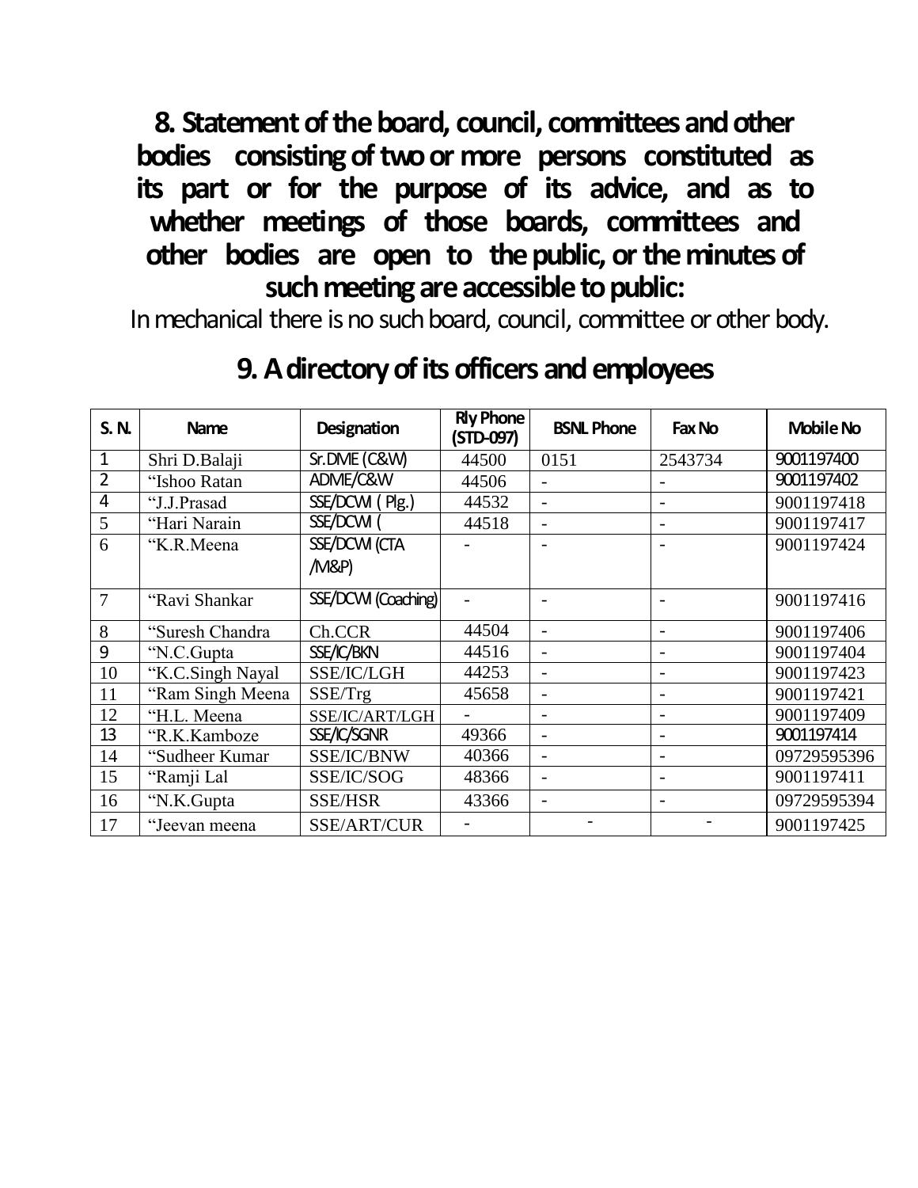## 8. Statement of the board, council, committees and other bodies consisting of two or more persons constituted as its part or for the purpose of its advice, and as to whether meetings of those boards, committees and other bodies are open to the public, or the minutes of such meeting are accessible to public:

In mechanical there is no such board, council, committee or other body.

## 9. A directory of its officers and employees

| S. N. | Name | Designation | Rly Phone (STD-097) | BSNL Phone | Fax No | Mobile No |
|---|---|---|---|---|---|---|
| 1 | Shri D.Balaji | Sr.DME (C&W) | 44500 | 0151 | 2543734 | 9001197400 |
| 2 | "Ishoo Ratan | ADME/C&W | 44506 | - | - | 9001197402 |
| 4 | "J.J.Prasad | SSE/DCW ( Plg.) | 44532 | - | - | 9001197418 |
| 5 | "Hari Narain | SSE/DCW ( | 44518 | - | - | 9001197417 |
| 6 | "K.R.Meena | SSE/DCW (CTA /M&P) | - | - | - | 9001197424 |
| 7 | "Ravi Shankar | SSE/DCW (Coaching) | - | - | - | 9001197416 |
| 8 | "Suresh Chandra | Ch.CCR | 44504 | - | - | 9001197406 |
| 9 | "N.C.Gupta | SSE/IC/BKN | 44516 | - | - | 9001197404 |
| 10 | "K.C.Singh Nayal | SSE/IC/LGH | 44253 | - | - | 9001197423 |
| 11 | "Ram Singh Meena | SSE/Trg | 45658 | - | - | 9001197421 |
| 12 | "H.L. Meena | SSE/IC/ART/LGH | - | - | - | 9001197409 |
| 13 | "R.K.Kamboze | SSE/IC/SGNR | 49366 | - | - | 9001197414 |
| 14 | "Sudheer Kumar | SSE/IC/BNW | 40366 | - | - | 09729595396 |
| 15 | "Ramji Lal | SSE/IC/SOG | 48366 | - | - | 9001197411 |
| 16 | "N.K.Gupta | SSE/HSR | 43366 | - | - | 09729595394 |
| 17 | "Jeevan meena | SSE/ART/CUR | - | - | - | 9001197425 |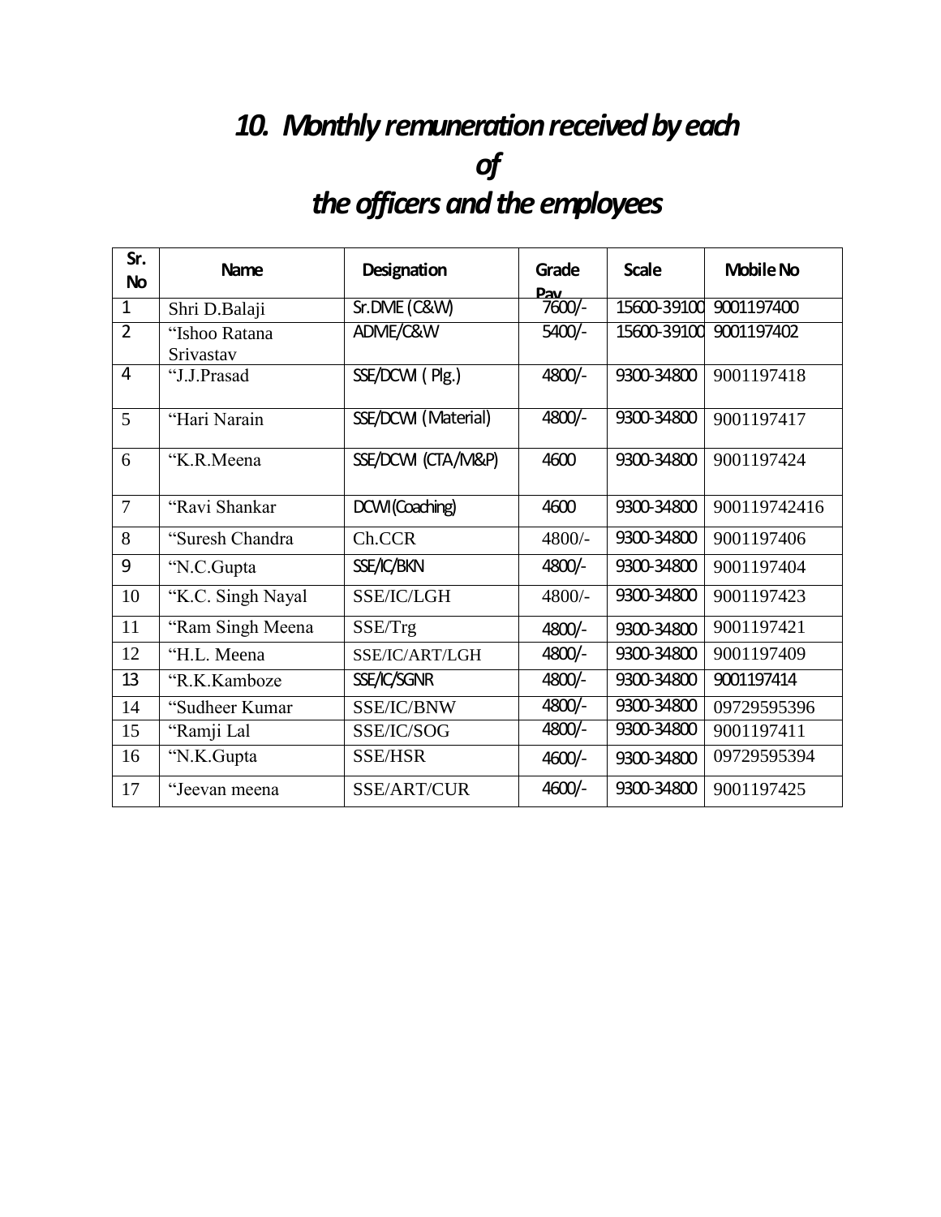# *10. Monthly remuneration received by each of the officers and the employees*

| Sr. No | Name | Designation | Grade Pay | Scale | Mobile No |
|---|---|---|---|---|---|
| 1 | Shri D.Balaji | Sr.DME (C&W) | 7600/- | 15600-39100 | 9001197400 |
| 2 | "Ishoo Ratana Srivastav | ADME/C&W | 5400/- | 15600-39100 | 9001197402 |
| 4 | "J.J.Prasad | SSE/DCWI ( Plg.) | 4800/- | 9300-34800 | 9001197418 |
| 5 | "Hari Narain | SSE/DCWI (Material) | 4800/- | 9300-34800 | 9001197417 |
| 6 | "K.R.Meena | SSE/DCWI (CTA/M&P) | 4600 | 9300-34800 | 9001197424 |
| 7 | "Ravi Shankar | DCWI(Coaching) | 4600 | 9300-34800 | 900119742416 |
| 8 | "Suresh Chandra | Ch.CCR | 4800/- | 9300-34800 | 9001197406 |
| 9 | "N.C.Gupta | SSE/IC/BKN | 4800/- | 9300-34800 | 9001197404 |
| 10 | "K.C. Singh Nayal | SSE/IC/LGH | 4800/- | 9300-34800 | 9001197423 |
| 11 | "Ram Singh Meena | SSE/Trg | 4800/- | 9300-34800 | 9001197421 |
| 12 | "H.L. Meena | SSE/IC/ART/LGH | 4800/- | 9300-34800 | 9001197409 |
| 13 | "R.K.Kamboze | SSE/IC/SGNR | 4800/- | 9300-34800 | 9001197414 |
| 14 | "Sudheer Kumar | SSE/IC/BNW | 4800/- | 9300-34800 | 09729595396 |
| 15 | "Ramji Lal | SSE/IC/SOG | 4800/- | 9300-34800 | 9001197411 |
| 16 | "N.K.Gupta | SSE/HSR | 4600/- | 9300-34800 | 09729595394 |
| 17 | "Jeevan meena | SSE/ART/CUR | 4600/- | 9300-34800 | 9001197425 |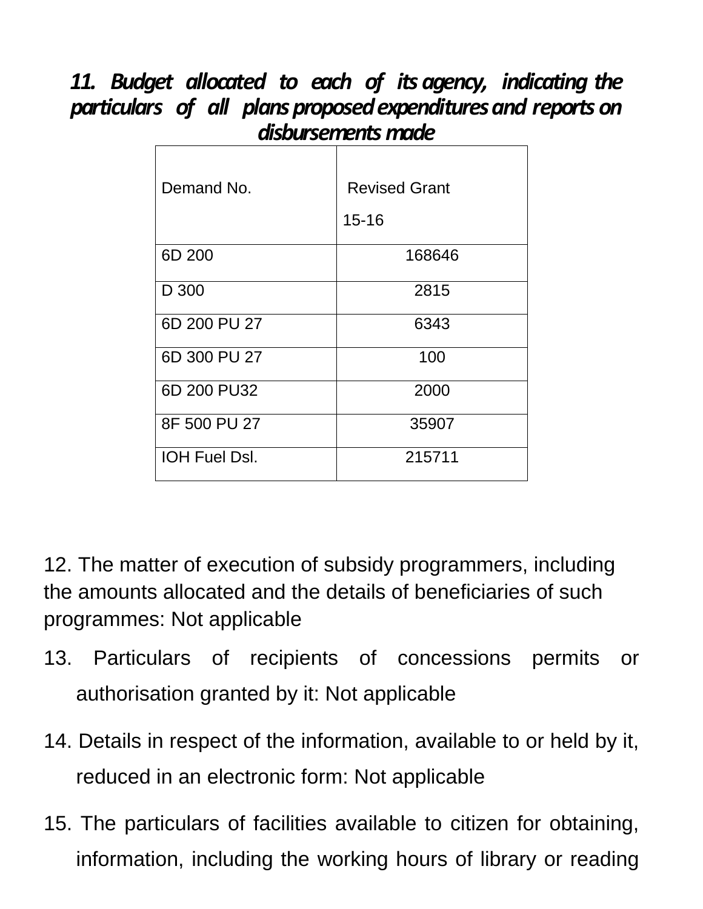## *11. Budget allocated to each of its agency, indicating the particulars of all plans proposed expenditures and reports on disbursements made*

| Demand No. | Revised Grant 15-16 |
|---|---|
| 6D 200 | 168646 |
| D 300 | 2815 |
| 6D 200 PU 27 | 6343 |
| 6D 300 PU 27 | 100 |
| 6D 200 PU32 | 2000 |
| 8F 500 PU 27 | 35907 |
| IOH Fuel Dsl. | 215711 |

12. The matter of execution of subsidy programmers, including the amounts allocated and the details of beneficiaries of such programmes: Not applicable

13. Particulars of recipients of concessions permits or authorisation granted by it: Not applicable

14. Details in respect of the information, available to or held by it, reduced in an electronic form: Not applicable

15. The particulars of facilities available to citizen for obtaining, information, including the working hours of library or reading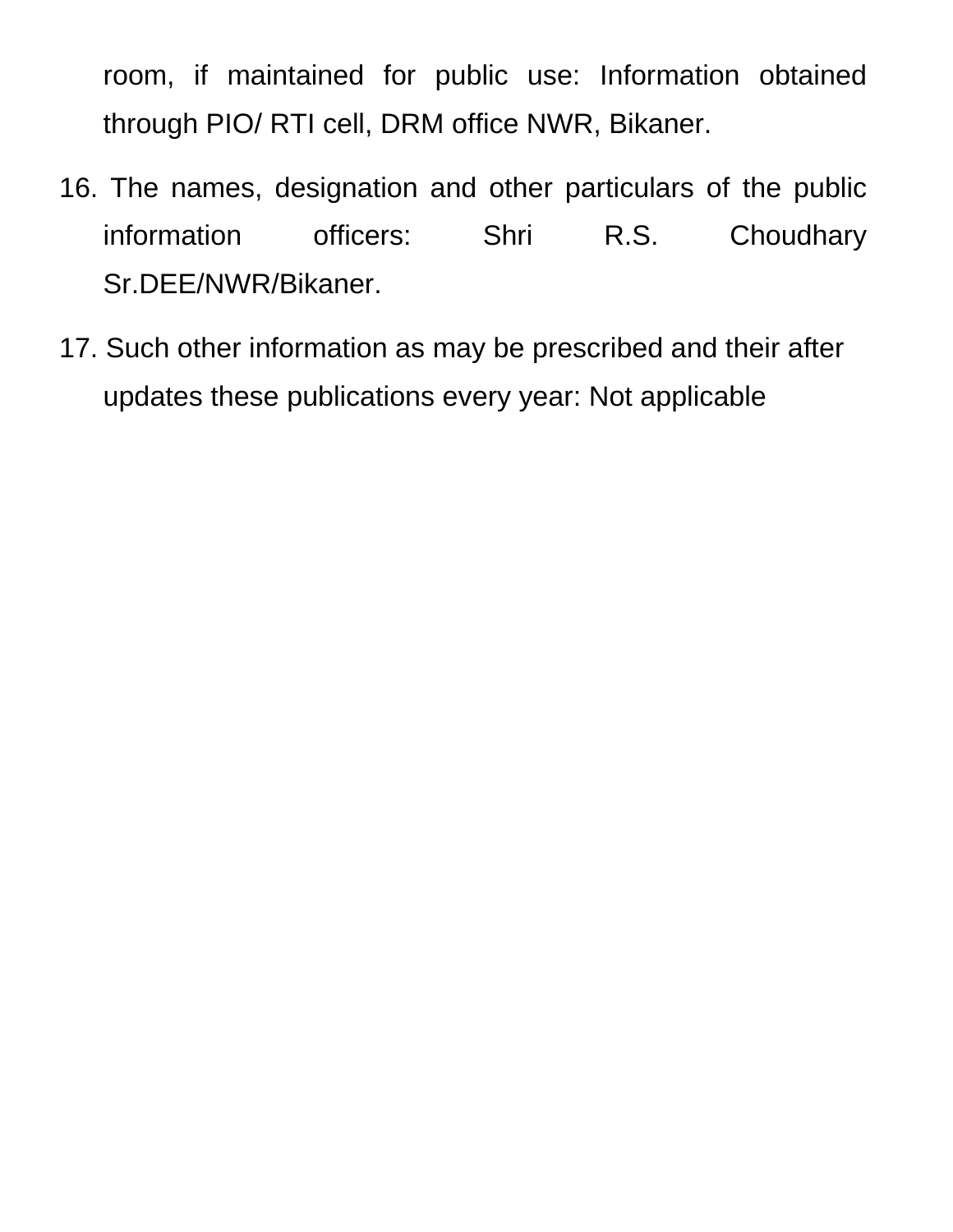room, if maintained for public use: Information obtained through PIO/ RTI cell, DRM office NWR, Bikaner.

16. The names, designation and other particulars of the public information officers: Shri R.S. Choudhary Sr.DEE/NWR/Bikaner.

17. Such other information as may be prescribed and their after updates these publications every year: Not applicable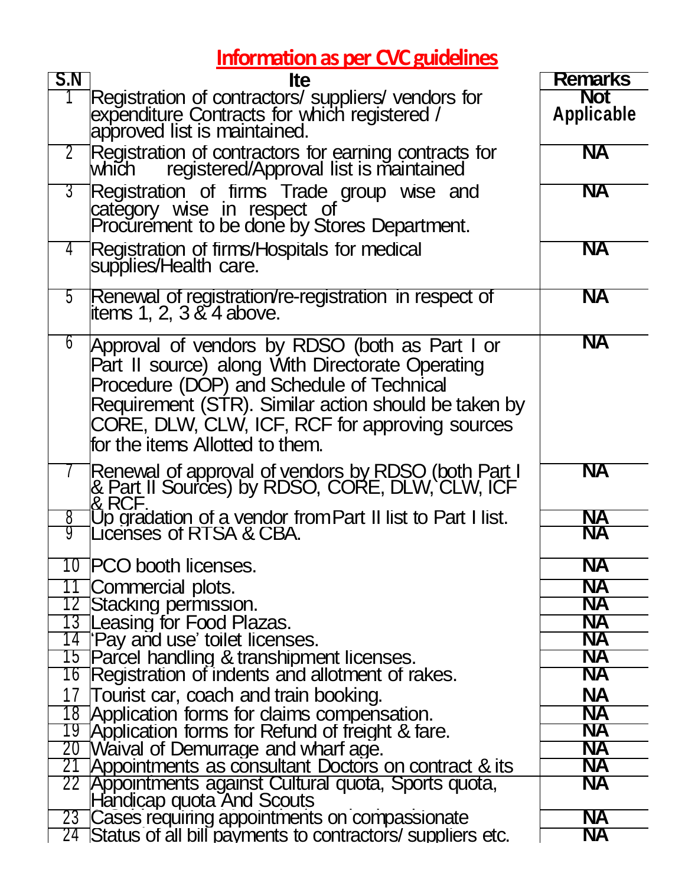## Information as per CVC guidelines

| S.N | Ite | Remarks |
|---|---|---|
| 1 | Registration of contractors/ suppliers/ vendors for expenditure Contracts for which registered / approved list is maintained. | Not Applicable |
| 2 | Registration of contractors for earning contracts for which registered/Approval list is maintained | NA |
| 3 | Registration of firms Trade group wise and category wise in respect of Procurement to be done by Stores Department. | NA |
| 4 | Registration of firms/Hospitals for medical supplies/Health care. | NA |
| 5 | Renewal of registration/re-registration in respect of items 1, 2, 3 & 4 above. | NA |
| 6 | Approval of vendors by RDSO (both as Part I or Part II source) along With Directorate Operating Procedure (DOP) and Schedule of Technical Requirement (STR). Similar action should be taken by CORE, DLW, CLW, ICF, RCF for approving sources for the items Allotted to them. | NA |
| 7 | Renewal of approval of vendors by RDSO (both Part I & Part II Sources) by RDSO, CORE, DLW, CLW, ICF & RCF. | NA |
| 8 | Up gradation of a vendor from Part II list to Part I list. | NA |
| 9 | Licenses of RTSA & CBA. | NA |
| 10 | PCO booth licenses. | NA |
| 11 | Commercial plots. | NA |
| 12 | Stacking permission. | NA |
| 13 | Leasing for Food Plazas. | NA |
| 14 | 'Pay and use' toilet licenses. | NA |
| 15 | Parcel handling & transhipment licenses. | NA |
| 16 | Registration of indents and allotment of rakes. | NA |
| 17 | Tourist car, coach and train booking. | NA |
| 18 | Application forms for claims compensation. | NA |
| 19 | Application forms for Refund of freight & fare. | NA |
| 20 | Waival of Demurrage and wharf age. | NA |
| 21 | Appointments as consultant Doctors on contract & its | NA |
| 22 | Appointments against Cultural quota, Sports quota, Handicap quota And Scouts | NA |
| 23 | Cases requiring appointments on compassionate | NA |
| 24 | Status of all bill payments to contractors/ suppliers etc. | NA |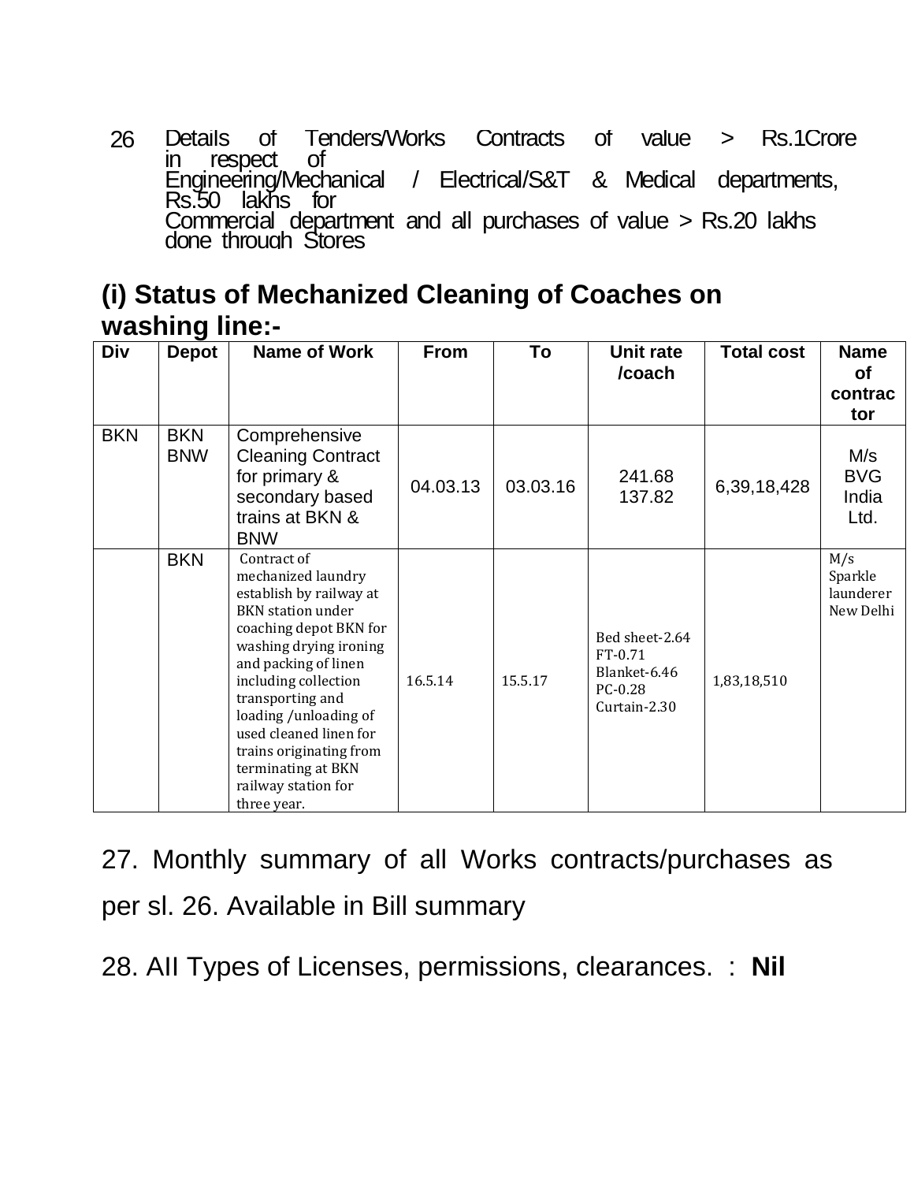26 Details of Tenders/Works Contracts of value > Rs.1Crore in respect of Engineering/Mechanical / Electrical/S&T & Medical departments, Rs.50 lakhs for Commercial department and all purchases of value > Rs.20 lakhs done through Stores

## (i) Status of Mechanized Cleaning of Coaches on washing line:-

| Div | Depot | Name of Work | From | To | Unit rate /coach | Total cost | Name of contractor |
|---|---|---|---|---|---|---|---|
| BKN | BKN BNW | Comprehensive Cleaning Contract for primary & secondary based trains at BKN & BNW | 04.03.13 | 03.03.16 | 241.68 137.82 | 6,39,18,428 | M/s BVG India Ltd. |
| | BKN | Contract of mechanized laundry establish by railway at BKN station under coaching depot BKN for washing drying ironing and packing of linen including collection transporting and loading /unloading of used cleaned linen for trains originating from terminating at BKN railway station for three year. | 16.5.14 | 15.5.17 | Bed sheet-2.64 FT-0.71 Blanket-6.46 PC-0.28 Curtain-2.30 | 1,83,18,510 | M/s Sparkle launderer New Delhi |

27. Monthly summary of all Works contracts/purchases as per sl. 26. Available in Bill summary

28. AII Types of Licenses, permissions, clearances. : **Nil**